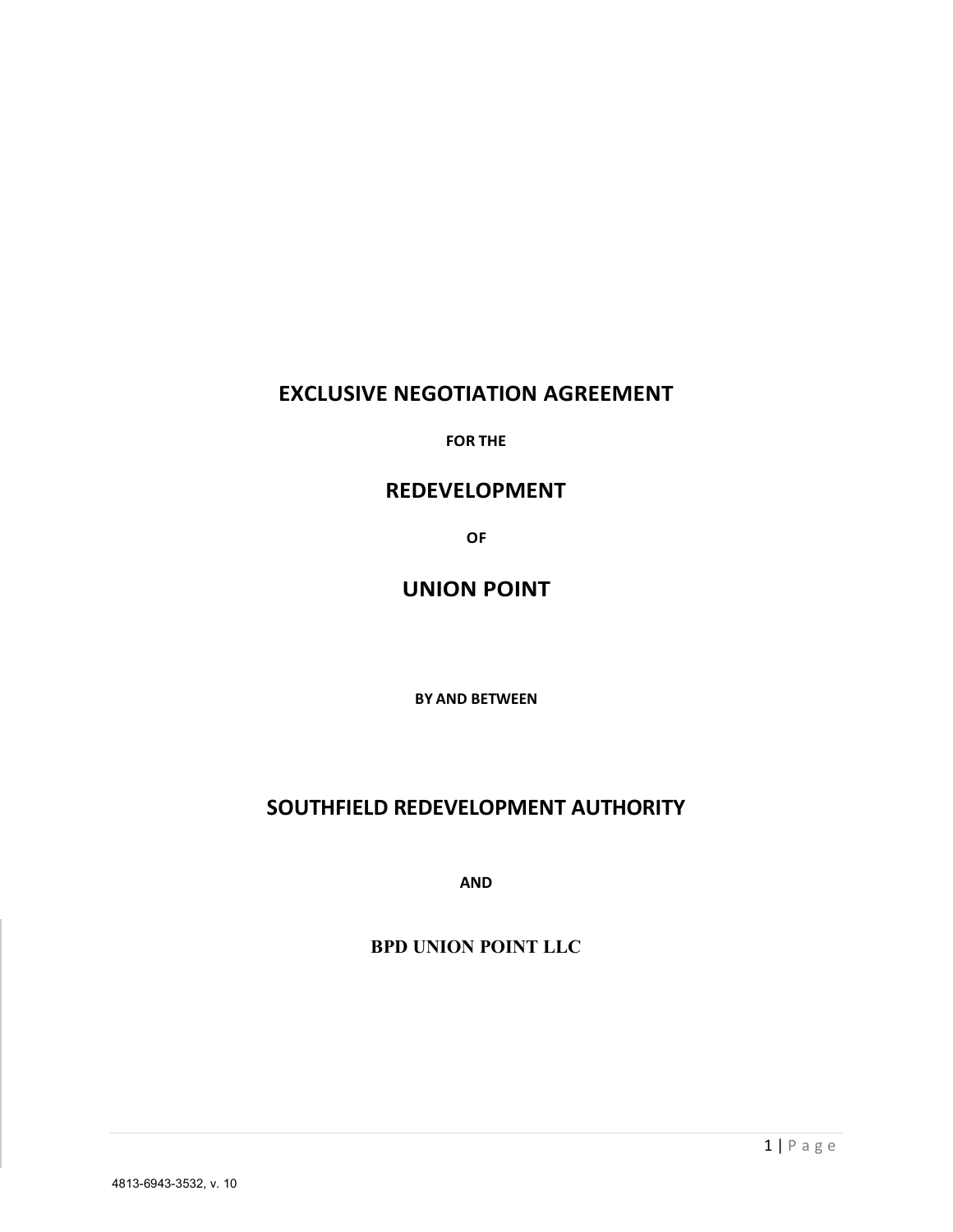# EXCLUSIVE NEGOTIATION AGREEMENT

**FOR THE**

# REDEVELOPMENT

**OF**

# UNION POINT

**BY AND BETWEEN**

# SOUTHFIELD REDEVELOPMENT AUTHORITY

**AND**

**BPD UNION POINT LLC**

4813-6943-3532, v. 10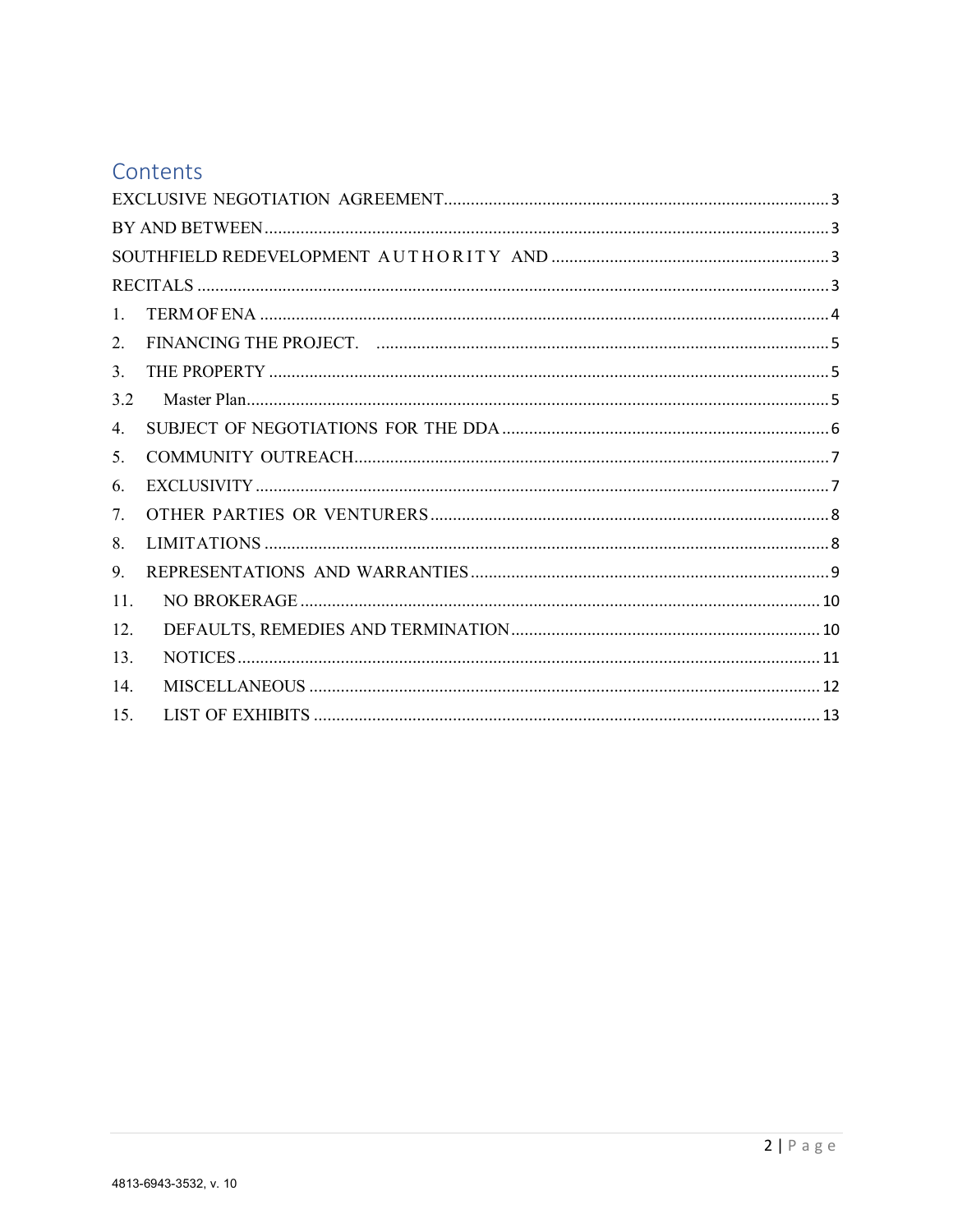# Contents

EXCLUSIVE NEGOTIATION AGREEMENT ........ 3

BY AND BETWEEN ........ 3

SOUTHFIELD REDEVELOPMENT AUTHORITY AND ........ 3

RECITALS ........ 3

1. TERM OF ENA ........ 4
2. FINANCING THE PROJECT. ........ 5
3. THE PROPERTY ........ 5

3.2 Master Plan ........ 5

4. SUBJECT OF NEGOTIATIONS FOR THE DDA ........ 6
5. COMMUNITY OUTREACH ........ 7
6. EXCLUSIVITY ........ 7
7. OTHER PARTIES OR VENTURERS ........ 8
8. LIMITATIONS ........ 8
9. REPRESENTATIONS AND WARRANTIES ........ 9

11. NO BROKERAGE ........ 10
12. DEFAULTS, REMEDIES AND TERMINATION ........ 10
13. NOTICES ........ 11
14. MISCELLANEOUS ........ 12
15. LIST OF EXHIBITS ........ 13

4813-6943-3532, v. 10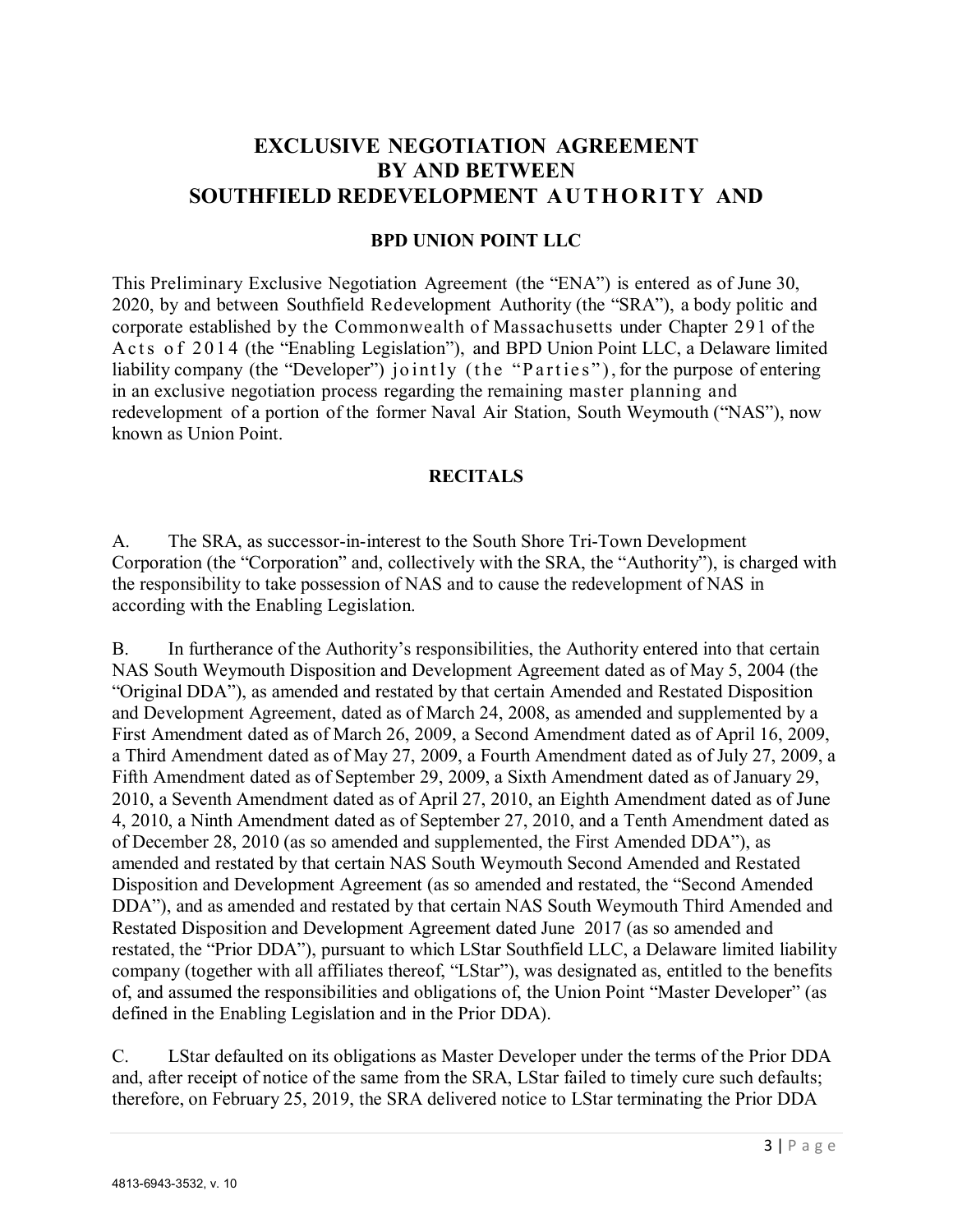# EXCLUSIVE NEGOTIATION AGREEMENT BY AND BETWEEN SOUTHFIELD REDEVELOPMENT AUTHORITY AND

## BPD UNION POINT LLC

This Preliminary Exclusive Negotiation Agreement (the "ENA") is entered as of June 30, 2020, by and between Southfield Redevelopment Authority (the "SRA"), a body politic and corporate established by the Commonwealth of Massachusetts under Chapter 291 of the Acts of 2014 (the "Enabling Legislation"), and BPD Union Point LLC, a Delaware limited liability company (the "Developer") jointly (the "Parties"), for the purpose of entering in an exclusive negotiation process regarding the remaining master planning and redevelopment of a portion of the former Naval Air Station, South Weymouth ("NAS"), now known as Union Point.

## RECITALS

A. The SRA, as successor-in-interest to the South Shore Tri-Town Development Corporation (the "Corporation" and, collectively with the SRA, the "Authority"), is charged with the responsibility to take possession of NAS and to cause the redevelopment of NAS in according with the Enabling Legislation.

B. In furtherance of the Authority's responsibilities, the Authority entered into that certain NAS South Weymouth Disposition and Development Agreement dated as of May 5, 2004 (the "Original DDA"), as amended and restated by that certain Amended and Restated Disposition and Development Agreement, dated as of March 24, 2008, as amended and supplemented by a First Amendment dated as of March 26, 2009, a Second Amendment dated as of April 16, 2009, a Third Amendment dated as of May 27, 2009, a Fourth Amendment dated as of July 27, 2009, a Fifth Amendment dated as of September 29, 2009, a Sixth Amendment dated as of January 29, 2010, a Seventh Amendment dated as of April 27, 2010, an Eighth Amendment dated as of June 4, 2010, a Ninth Amendment dated as of September 27, 2010, and a Tenth Amendment dated as of December 28, 2010 (as so amended and supplemented, the First Amended DDA"), as amended and restated by that certain NAS South Weymouth Second Amended and Restated Disposition and Development Agreement (as so amended and restated, the "Second Amended DDA"), and as amended and restated by that certain NAS South Weymouth Third Amended and Restated Disposition and Development Agreement dated June 2017 (as so amended and restated, the "Prior DDA"), pursuant to which LStar Southfield LLC, a Delaware limited liability company (together with all affiliates thereof, "LStar"), was designated as, entitled to the benefits of, and assumed the responsibilities and obligations of, the Union Point "Master Developer" (as defined in the Enabling Legislation and in the Prior DDA).

C. LStar defaulted on its obligations as Master Developer under the terms of the Prior DDA and, after receipt of notice of the same from the SRA, LStar failed to timely cure such defaults; therefore, on February 25, 2019, the SRA delivered notice to LStar terminating the Prior DDA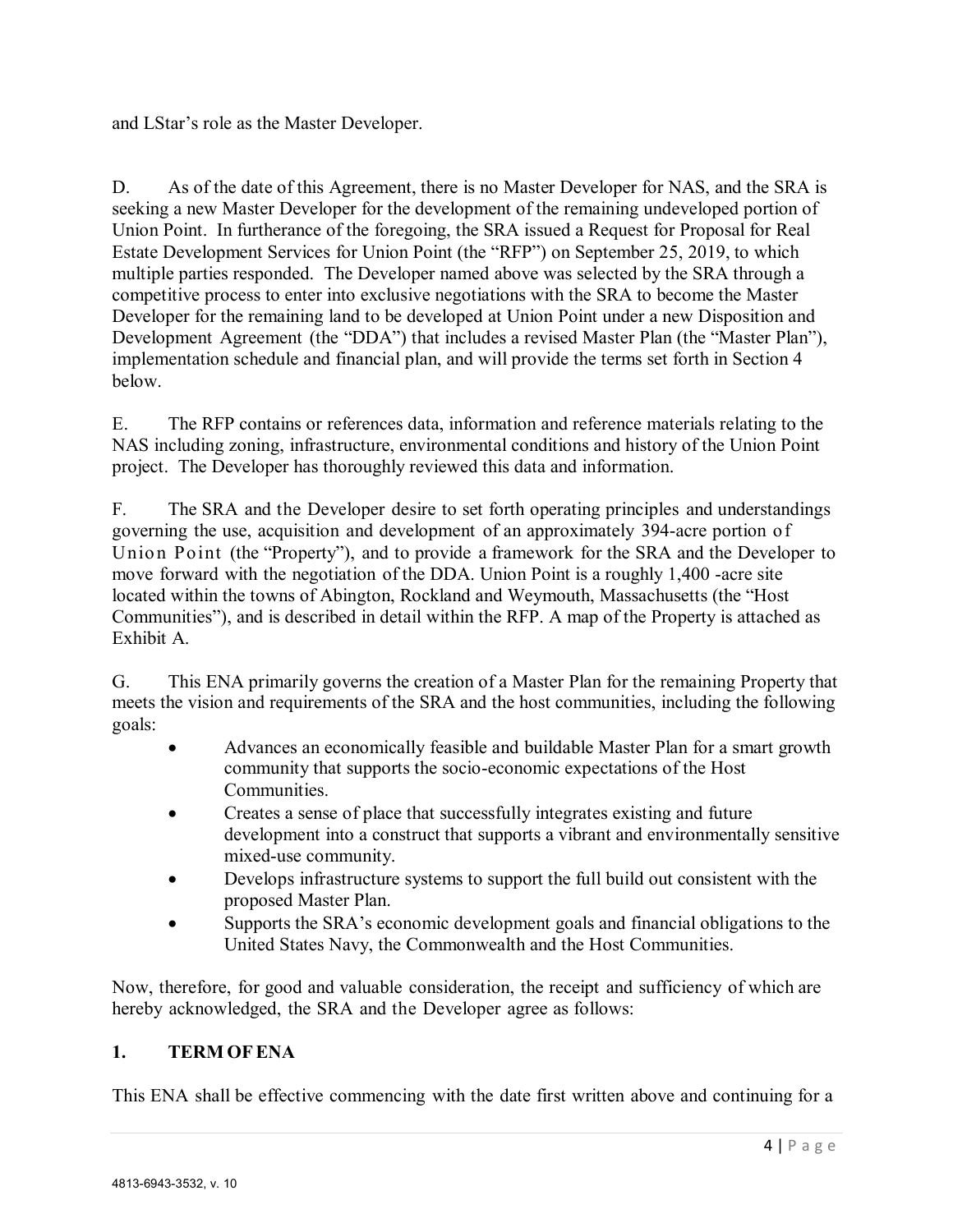and LStar's role as the Master Developer.

D. As of the date of this Agreement, there is no Master Developer for NAS, and the SRA is seeking a new Master Developer for the development of the remaining undeveloped portion of Union Point. In furtherance of the foregoing, the SRA issued a Request for Proposal for Real Estate Development Services for Union Point (the "RFP") on September 25, 2019, to which multiple parties responded. The Developer named above was selected by the SRA through a competitive process to enter into exclusive negotiations with the SRA to become the Master Developer for the remaining land to be developed at Union Point under a new Disposition and Development Agreement (the "DDA") that includes a revised Master Plan (the "Master Plan"), implementation schedule and financial plan, and will provide the terms set forth in Section 4 below.

E. The RFP contains or references data, information and reference materials relating to the NAS including zoning, infrastructure, environmental conditions and history of the Union Point project. The Developer has thoroughly reviewed this data and information.

F. The SRA and the Developer desire to set forth operating principles and understandings governing the use, acquisition and development of an approximately 394-acre portion of Union Point (the "Property"), and to provide a framework for the SRA and the Developer to move forward with the negotiation of the DDA. Union Point is a roughly 1,400 -acre site located within the towns of Abington, Rockland and Weymouth, Massachusetts (the "Host Communities"), and is described in detail within the RFP. A map of the Property is attached as Exhibit A.

G. This ENA primarily governs the creation of a Master Plan for the remaining Property that meets the vision and requirements of the SRA and the host communities, including the following goals:

- Advances an economically feasible and buildable Master Plan for a smart growth community that supports the socio-economic expectations of the Host Communities.
- Creates a sense of place that successfully integrates existing and future development into a construct that supports a vibrant and environmentally sensitive mixed-use community.
- Develops infrastructure systems to support the full build out consistent with the proposed Master Plan.
- Supports the SRA's economic development goals and financial obligations to the United States Navy, the Commonwealth and the Host Communities.

Now, therefore, for good and valuable consideration, the receipt and sufficiency of which are hereby acknowledged, the SRA and the Developer agree as follows:

## 1. TERM OF ENA

This ENA shall be effective commencing with the date first written above and continuing for a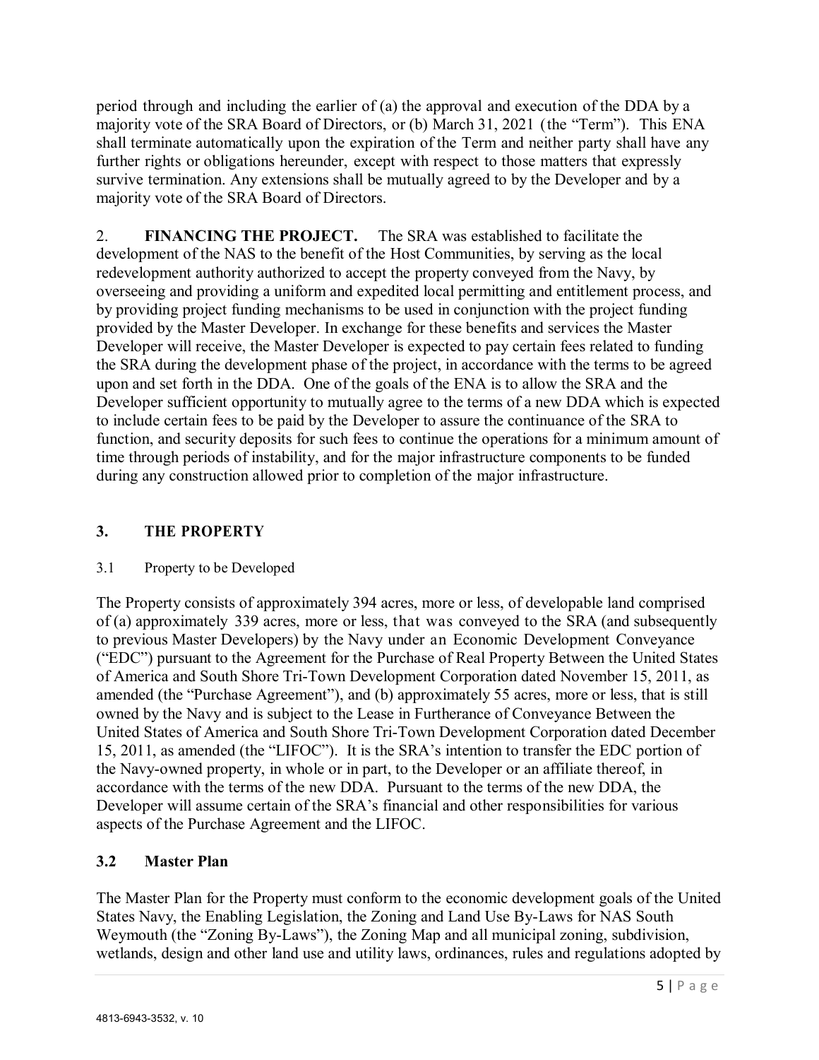period through and including the earlier of (a) the approval and execution of the DDA by a majority vote of the SRA Board of Directors, or (b) March 31, 2021 (the "Term"). This ENA shall terminate automatically upon the expiration of the Term and neither party shall have any further rights or obligations hereunder, except with respect to those matters that expressly survive termination. Any extensions shall be mutually agreed to by the Developer and by a majority vote of the SRA Board of Directors.

2. **FINANCING THE PROJECT.** The SRA was established to facilitate the development of the NAS to the benefit of the Host Communities, by serving as the local redevelopment authority authorized to accept the property conveyed from the Navy, by overseeing and providing a uniform and expedited local permitting and entitlement process, and by providing project funding mechanisms to be used in conjunction with the project funding provided by the Master Developer. In exchange for these benefits and services the Master Developer will receive, the Master Developer is expected to pay certain fees related to funding the SRA during the development phase of the project, in accordance with the terms to be agreed upon and set forth in the DDA. One of the goals of the ENA is to allow the SRA and the Developer sufficient opportunity to mutually agree to the terms of a new DDA which is expected to include certain fees to be paid by the Developer to assure the continuance of the SRA to function, and security deposits for such fees to continue the operations for a minimum amount of time through periods of instability, and for the major infrastructure components to be funded during any construction allowed prior to completion of the major infrastructure.

## 3. THE PROPERTY

3.1 Property to be Developed

The Property consists of approximately 394 acres, more or less, of developable land comprised of (a) approximately 339 acres, more or less, that was conveyed to the SRA (and subsequently to previous Master Developers) by the Navy under an Economic Development Conveyance ("EDC") pursuant to the Agreement for the Purchase of Real Property Between the United States of America and South Shore Tri-Town Development Corporation dated November 15, 2011, as amended (the "Purchase Agreement"), and (b) approximately 55 acres, more or less, that is still owned by the Navy and is subject to the Lease in Furtherance of Conveyance Between the United States of America and South Shore Tri-Town Development Corporation dated December 15, 2011, as amended (the "LIFOC"). It is the SRA's intention to transfer the EDC portion of the Navy-owned property, in whole or in part, to the Developer or an affiliate thereof, in accordance with the terms of the new DDA. Pursuant to the terms of the new DDA, the Developer will assume certain of the SRA's financial and other responsibilities for various aspects of the Purchase Agreement and the LIFOC.

### 3.2 Master Plan

The Master Plan for the Property must conform to the economic development goals of the United States Navy, the Enabling Legislation, the Zoning and Land Use By-Laws for NAS South Weymouth (the "Zoning By-Laws"), the Zoning Map and all municipal zoning, subdivision, wetlands, design and other land use and utility laws, ordinances, rules and regulations adopted by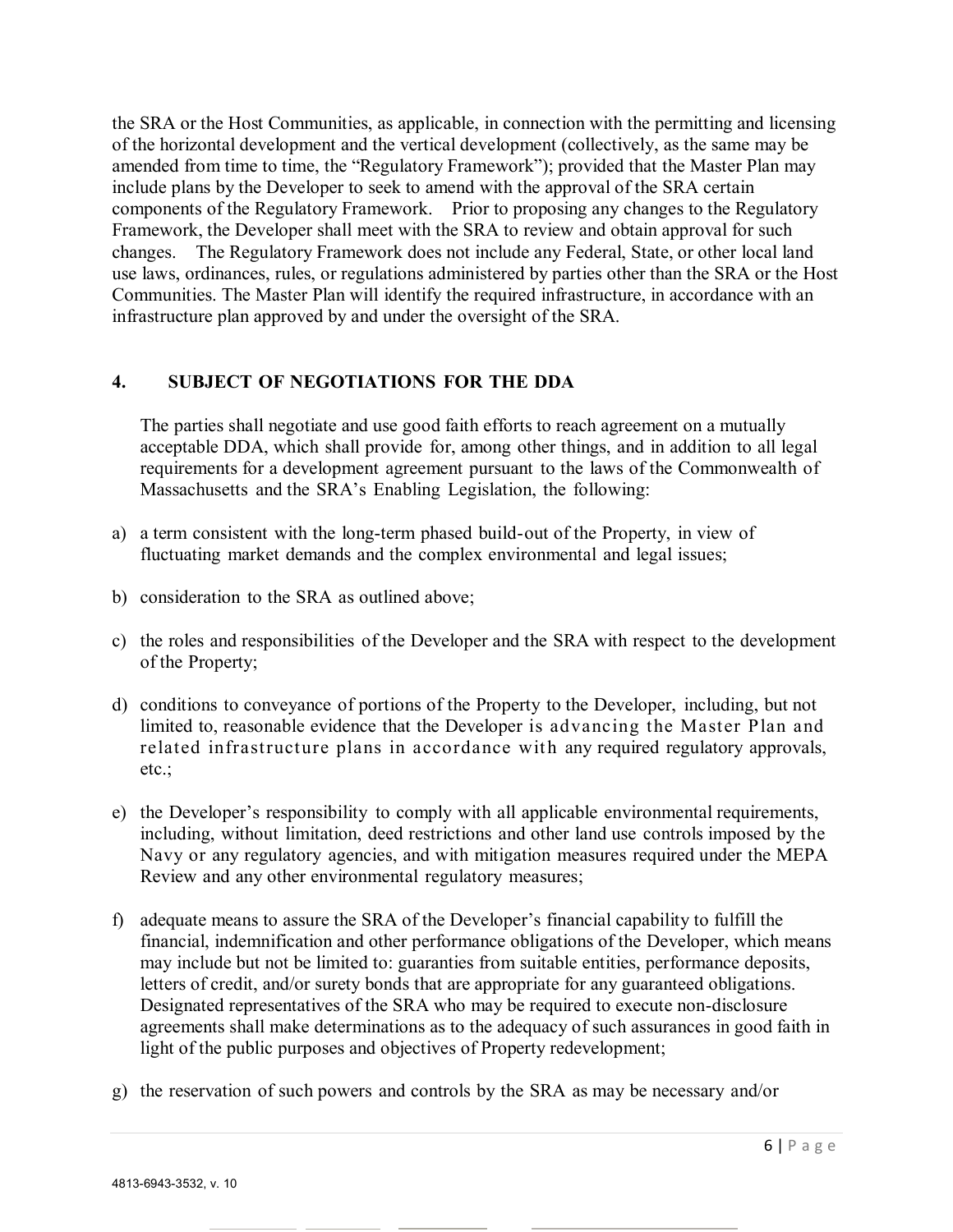the SRA or the Host Communities, as applicable, in connection with the permitting and licensing of the horizontal development and the vertical development (collectively, as the same may be amended from time to time, the "Regulatory Framework"); provided that the Master Plan may include plans by the Developer to seek to amend with the approval of the SRA certain components of the Regulatory Framework. Prior to proposing any changes to the Regulatory Framework, the Developer shall meet with the SRA to review and obtain approval for such changes. The Regulatory Framework does not include any Federal, State, or other local land use laws, ordinances, rules, or regulations administered by parties other than the SRA or the Host Communities. The Master Plan will identify the required infrastructure, in accordance with an infrastructure plan approved by and under the oversight of the SRA.

## 4. SUBJECT OF NEGOTIATIONS FOR THE DDA

The parties shall negotiate and use good faith efforts to reach agreement on a mutually acceptable DDA, which shall provide for, among other things, and in addition to all legal requirements for a development agreement pursuant to the laws of the Commonwealth of Massachusetts and the SRA's Enabling Legislation, the following:

a) a term consistent with the long-term phased build-out of the Property, in view of fluctuating market demands and the complex environmental and legal issues;

b) consideration to the SRA as outlined above;

c) the roles and responsibilities of the Developer and the SRA with respect to the development of the Property;

d) conditions to conveyance of portions of the Property to the Developer, including, but not limited to, reasonable evidence that the Developer is advancing the Master Plan and related infrastructure plans in accordance with any required regulatory approvals, etc.;

e) the Developer's responsibility to comply with all applicable environmental requirements, including, without limitation, deed restrictions and other land use controls imposed by the Navy or any regulatory agencies, and with mitigation measures required under the MEPA Review and any other environmental regulatory measures;

f) adequate means to assure the SRA of the Developer's financial capability to fulfill the financial, indemnification and other performance obligations of the Developer, which means may include but not be limited to: guaranties from suitable entities, performance deposits, letters of credit, and/or surety bonds that are appropriate for any guaranteed obligations. Designated representatives of the SRA who may be required to execute non-disclosure agreements shall make determinations as to the adequacy of such assurances in good faith in light of the public purposes and objectives of Property redevelopment;

g) the reservation of such powers and controls by the SRA as may be necessary and/or

4813-6943-3532, v. 10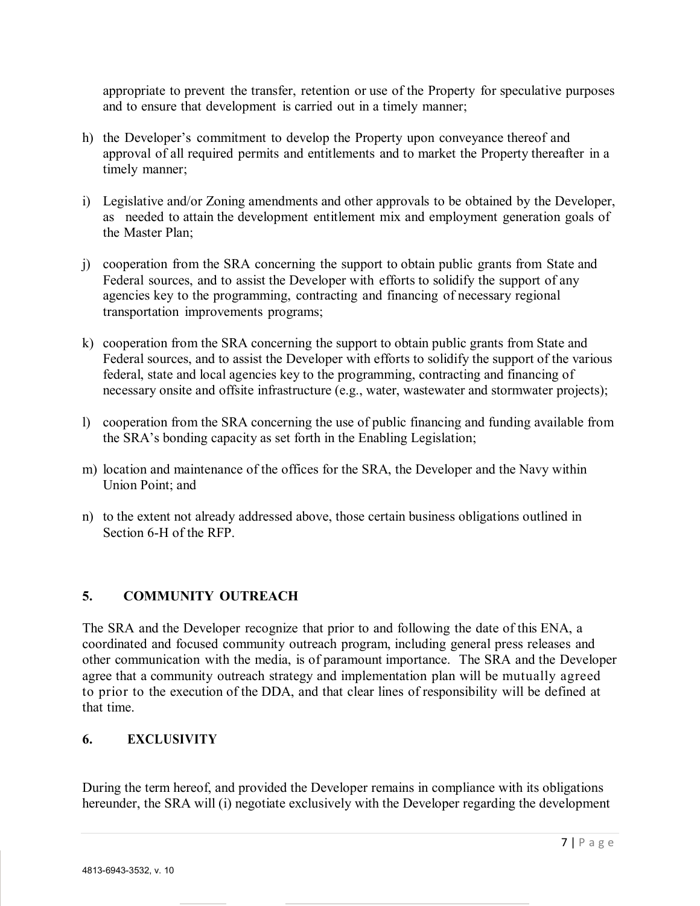appropriate to prevent the transfer, retention or use of the Property for speculative purposes and to ensure that development is carried out in a timely manner;

h) the Developer's commitment to develop the Property upon conveyance thereof and approval of all required permits and entitlements and to market the Property thereafter in a timely manner;

i) Legislative and/or Zoning amendments and other approvals to be obtained by the Developer, as needed to attain the development entitlement mix and employment generation goals of the Master Plan;

j) cooperation from the SRA concerning the support to obtain public grants from State and Federal sources, and to assist the Developer with efforts to solidify the support of any agencies key to the programming, contracting and financing of necessary regional transportation improvements programs;

k) cooperation from the SRA concerning the support to obtain public grants from State and Federal sources, and to assist the Developer with efforts to solidify the support of the various federal, state and local agencies key to the programming, contracting and financing of necessary onsite and offsite infrastructure (e.g., water, wastewater and stormwater projects);

l) cooperation from the SRA concerning the use of public financing and funding available from the SRA's bonding capacity as set forth in the Enabling Legislation;

m) location and maintenance of the offices for the SRA, the Developer and the Navy within Union Point; and

n) to the extent not already addressed above, those certain business obligations outlined in Section 6-H of the RFP.

## 5. COMMUNITY OUTREACH

The SRA and the Developer recognize that prior to and following the date of this ENA, a coordinated and focused community outreach program, including general press releases and other communication with the media, is of paramount importance. The SRA and the Developer agree that a community outreach strategy and implementation plan will be mutually agreed to prior to the execution of the DDA, and that clear lines of responsibility will be defined at that time.

## 6. EXCLUSIVITY

During the term hereof, and provided the Developer remains in compliance with its obligations hereunder, the SRA will (i) negotiate exclusively with the Developer regarding the development

4813-6943-3532, v. 10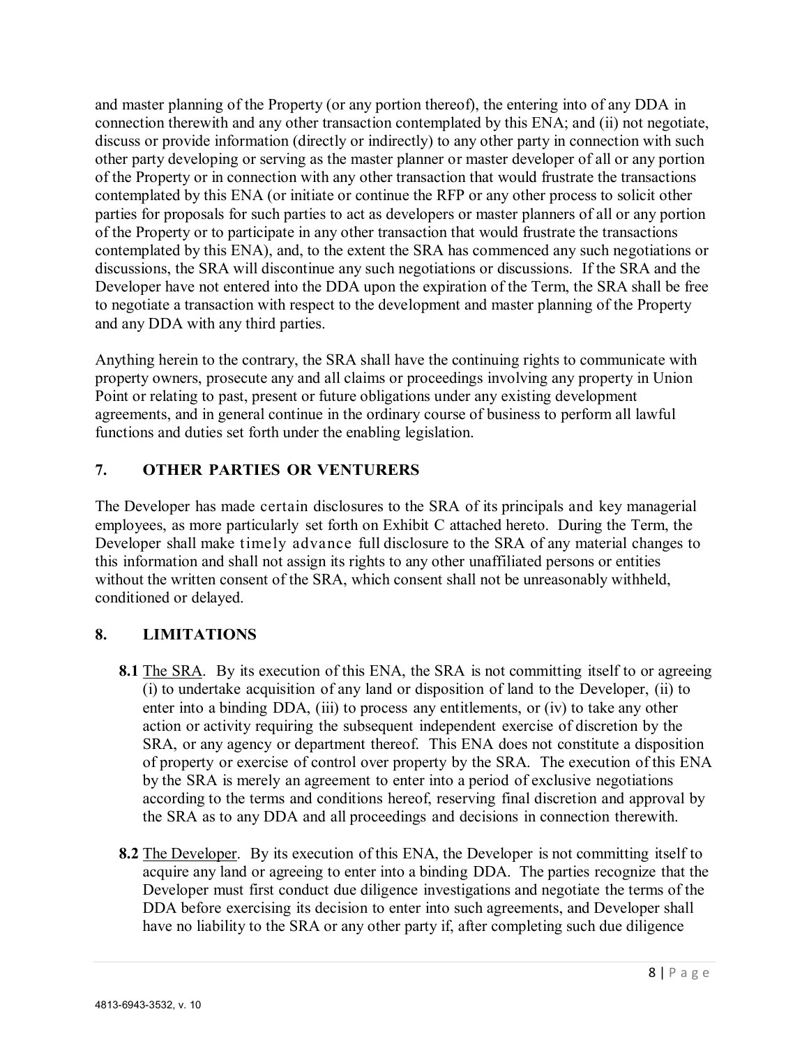and master planning of the Property (or any portion thereof), the entering into of any DDA in connection therewith and any other transaction contemplated by this ENA; and (ii) not negotiate, discuss or provide information (directly or indirectly) to any other party in connection with such other party developing or serving as the master planner or master developer of all or any portion of the Property or in connection with any other transaction that would frustrate the transactions contemplated by this ENA (or initiate or continue the RFP or any other process to solicit other parties for proposals for such parties to act as developers or master planners of all or any portion of the Property or to participate in any other transaction that would frustrate the transactions contemplated by this ENA), and, to the extent the SRA has commenced any such negotiations or discussions, the SRA will discontinue any such negotiations or discussions. If the SRA and the Developer have not entered into the DDA upon the expiration of the Term, the SRA shall be free to negotiate a transaction with respect to the development and master planning of the Property and any DDA with any third parties.

Anything herein to the contrary, the SRA shall have the continuing rights to communicate with property owners, prosecute any and all claims or proceedings involving any property in Union Point or relating to past, present or future obligations under any existing development agreements, and in general continue in the ordinary course of business to perform all lawful functions and duties set forth under the enabling legislation.

## 7. OTHER PARTIES OR VENTURERS

The Developer has made certain disclosures to the SRA of its principals and key managerial employees, as more particularly set forth on Exhibit C attached hereto. During the Term, the Developer shall make timely advance full disclosure to the SRA of any material changes to this information and shall not assign its rights to any other unaffiliated persons or entities without the written consent of the SRA, which consent shall not be unreasonably withheld, conditioned or delayed.

## 8. LIMITATIONS

**8.1** The SRA. By its execution of this ENA, the SRA is not committing itself to or agreeing (i) to undertake acquisition of any land or disposition of land to the Developer, (ii) to enter into a binding DDA, (iii) to process any entitlements, or (iv) to take any other action or activity requiring the subsequent independent exercise of discretion by the SRA, or any agency or department thereof. This ENA does not constitute a disposition of property or exercise of control over property by the SRA. The execution of this ENA by the SRA is merely an agreement to enter into a period of exclusive negotiations according to the terms and conditions hereof, reserving final discretion and approval by the SRA as to any DDA and all proceedings and decisions in connection therewith.

**8.2** The Developer. By its execution of this ENA, the Developer is not committing itself to acquire any land or agreeing to enter into a binding DDA. The parties recognize that the Developer must first conduct due diligence investigations and negotiate the terms of the DDA before exercising its decision to enter into such agreements, and Developer shall have no liability to the SRA or any other party if, after completing such due diligence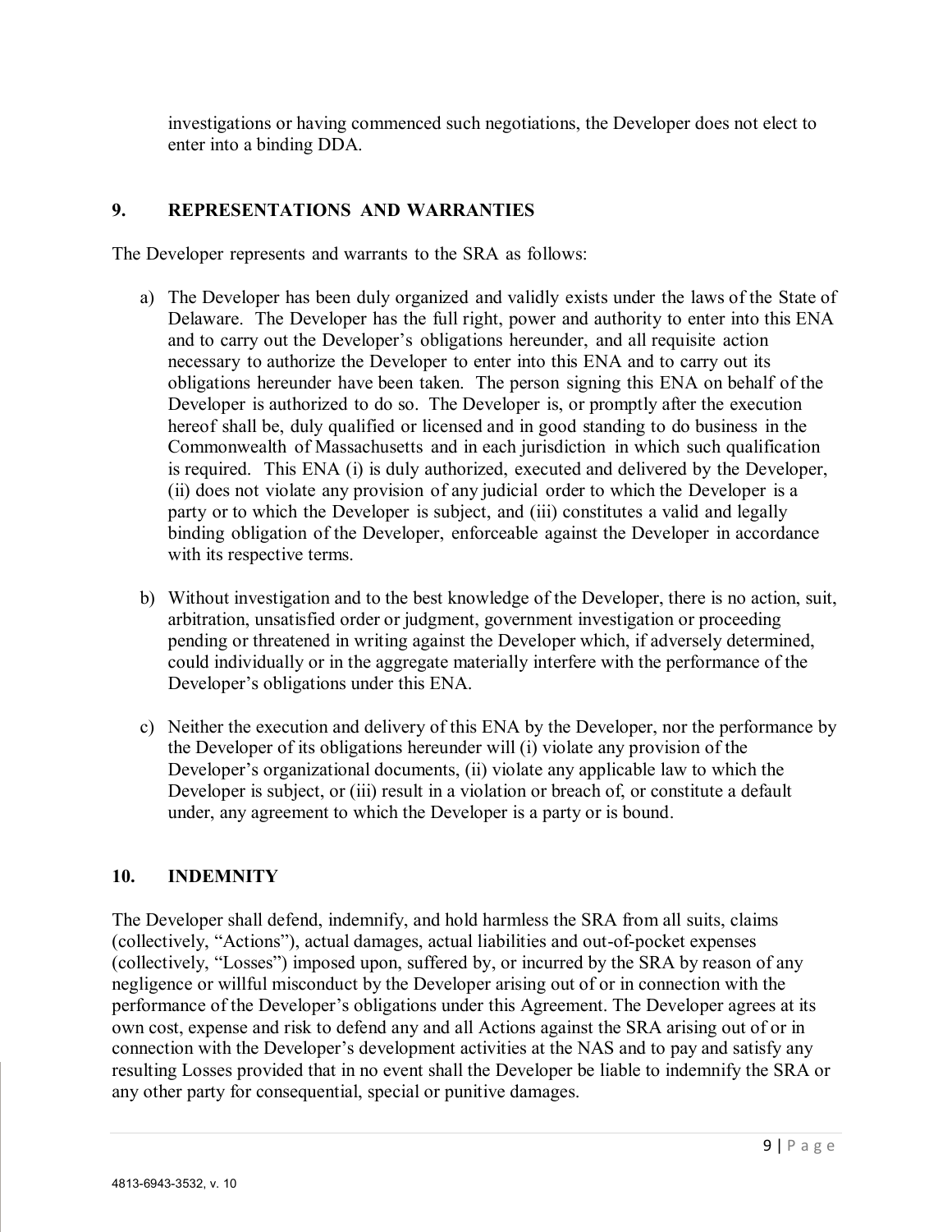investigations or having commenced such negotiations, the Developer does not elect to enter into a binding DDA.

## 9. REPRESENTATIONS AND WARRANTIES

The Developer represents and warrants to the SRA as follows:

a) The Developer has been duly organized and validly exists under the laws of the State of Delaware. The Developer has the full right, power and authority to enter into this ENA and to carry out the Developer's obligations hereunder, and all requisite action necessary to authorize the Developer to enter into this ENA and to carry out its obligations hereunder have been taken. The person signing this ENA on behalf of the Developer is authorized to do so. The Developer is, or promptly after the execution hereof shall be, duly qualified or licensed and in good standing to do business in the Commonwealth of Massachusetts and in each jurisdiction in which such qualification is required. This ENA (i) is duly authorized, executed and delivered by the Developer, (ii) does not violate any provision of any judicial order to which the Developer is a party or to which the Developer is subject, and (iii) constitutes a valid and legally binding obligation of the Developer, enforceable against the Developer in accordance with its respective terms.

b) Without investigation and to the best knowledge of the Developer, there is no action, suit, arbitration, unsatisfied order or judgment, government investigation or proceeding pending or threatened in writing against the Developer which, if adversely determined, could individually or in the aggregate materially interfere with the performance of the Developer's obligations under this ENA.

c) Neither the execution and delivery of this ENA by the Developer, nor the performance by the Developer of its obligations hereunder will (i) violate any provision of the Developer's organizational documents, (ii) violate any applicable law to which the Developer is subject, or (iii) result in a violation or breach of, or constitute a default under, any agreement to which the Developer is a party or is bound.

## 10. INDEMNITY

The Developer shall defend, indemnify, and hold harmless the SRA from all suits, claims (collectively, "Actions"), actual damages, actual liabilities and out-of-pocket expenses (collectively, "Losses") imposed upon, suffered by, or incurred by the SRA by reason of any negligence or willful misconduct by the Developer arising out of or in connection with the performance of the Developer's obligations under this Agreement. The Developer agrees at its own cost, expense and risk to defend any and all Actions against the SRA arising out of or in connection with the Developer's development activities at the NAS and to pay and satisfy any resulting Losses provided that in no event shall the Developer be liable to indemnify the SRA or any other party for consequential, special or punitive damages.

4813-6943-3532, v. 10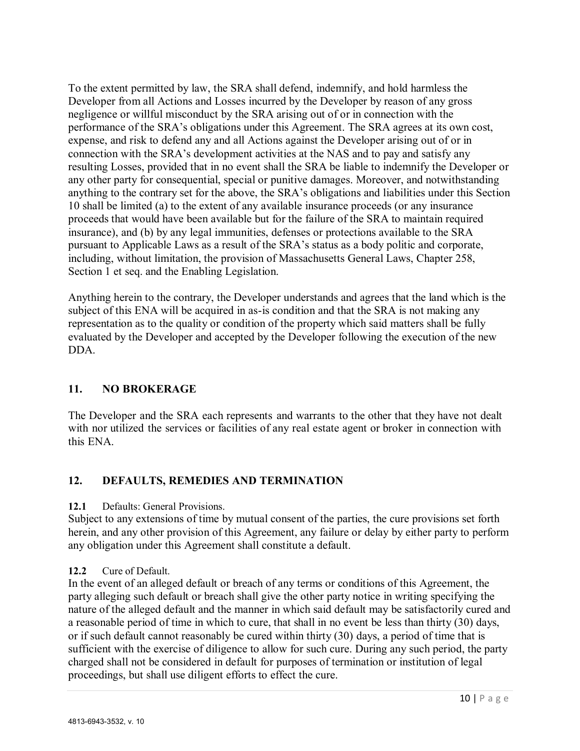To the extent permitted by law, the SRA shall defend, indemnify, and hold harmless the Developer from all Actions and Losses incurred by the Developer by reason of any gross negligence or willful misconduct by the SRA arising out of or in connection with the performance of the SRA's obligations under this Agreement. The SRA agrees at its own cost, expense, and risk to defend any and all Actions against the Developer arising out of or in connection with the SRA's development activities at the NAS and to pay and satisfy any resulting Losses, provided that in no event shall the SRA be liable to indemnify the Developer or any other party for consequential, special or punitive damages. Moreover, and notwithstanding anything to the contrary set for the above, the SRA's obligations and liabilities under this Section 10 shall be limited (a) to the extent of any available insurance proceeds (or any insurance proceeds that would have been available but for the failure of the SRA to maintain required insurance), and (b) by any legal immunities, defenses or protections available to the SRA pursuant to Applicable Laws as a result of the SRA's status as a body politic and corporate, including, without limitation, the provision of Massachusetts General Laws, Chapter 258, Section 1 et seq. and the Enabling Legislation.

Anything herein to the contrary, the Developer understands and agrees that the land which is the subject of this ENA will be acquired in as-is condition and that the SRA is not making any representation as to the quality or condition of the property which said matters shall be fully evaluated by the Developer and accepted by the Developer following the execution of the new DDA.

## 11. NO BROKERAGE

The Developer and the SRA each represents and warrants to the other that they have not dealt with nor utilized the services or facilities of any real estate agent or broker in connection with this ENA.

## 12. DEFAULTS, REMEDIES AND TERMINATION

**12.1** Defaults: General Provisions.
Subject to any extensions of time by mutual consent of the parties, the cure provisions set forth herein, and any other provision of this Agreement, any failure or delay by either party to perform any obligation under this Agreement shall constitute a default.

**12.2** Cure of Default.
In the event of an alleged default or breach of any terms or conditions of this Agreement, the party alleging such default or breach shall give the other party notice in writing specifying the nature of the alleged default and the manner in which said default may be satisfactorily cured and a reasonable period of time in which to cure, that shall in no event be less than thirty (30) days, or if such default cannot reasonably be cured within thirty (30) days, a period of time that is sufficient with the exercise of diligence to allow for such cure. During any such period, the party charged shall not be considered in default for purposes of termination or institution of legal proceedings, but shall use diligent efforts to effect the cure.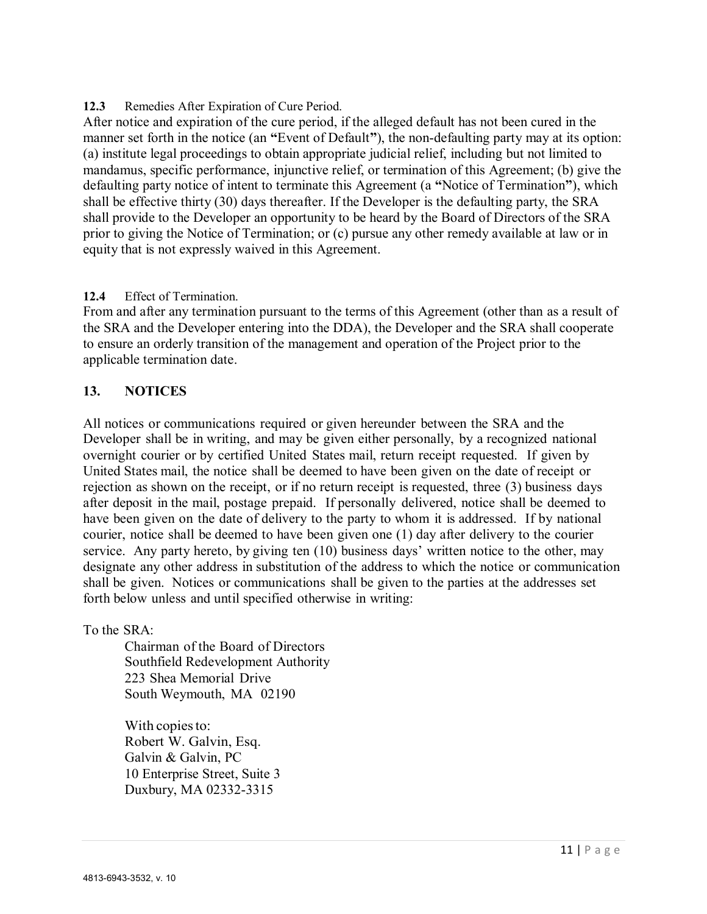**12.3** Remedies After Expiration of Cure Period.

After notice and expiration of the cure period, if the alleged default has not been cured in the manner set forth in the notice (an **"**Event of Default**"**), the non-defaulting party may at its option: (a) institute legal proceedings to obtain appropriate judicial relief, including but not limited to mandamus, specific performance, injunctive relief, or termination of this Agreement; (b) give the defaulting party notice of intent to terminate this Agreement (a **"**Notice of Termination**"**), which shall be effective thirty (30) days thereafter. If the Developer is the defaulting party, the SRA shall provide to the Developer an opportunity to be heard by the Board of Directors of the SRA prior to giving the Notice of Termination; or (c) pursue any other remedy available at law or in equity that is not expressly waived in this Agreement.

**12.4** Effect of Termination.

From and after any termination pursuant to the terms of this Agreement (other than as a result of the SRA and the Developer entering into the DDA), the Developer and the SRA shall cooperate to ensure an orderly transition of the management and operation of the Project prior to the applicable termination date.

## 13. NOTICES

All notices or communications required or given hereunder between the SRA and the Developer shall be in writing, and may be given either personally, by a recognized national overnight courier or by certified United States mail, return receipt requested. If given by United States mail, the notice shall be deemed to have been given on the date of receipt or rejection as shown on the receipt, or if no return receipt is requested, three (3) business days after deposit in the mail, postage prepaid. If personally delivered, notice shall be deemed to have been given on the date of delivery to the party to whom it is addressed. If by national courier, notice shall be deemed to have been given one (1) day after delivery to the courier service. Any party hereto, by giving ten (10) business days' written notice to the other, may designate any other address in substitution of the address to which the notice or communication shall be given. Notices or communications shall be given to the parties at the addresses set forth below unless and until specified otherwise in writing:

To the SRA:

Chairman of the Board of Directors
Southfield Redevelopment Authority
223 Shea Memorial Drive
South Weymouth, MA 02190

With copies to:
Robert W. Galvin, Esq.
Galvin & Galvin, PC
10 Enterprise Street, Suite 3
Duxbury, MA 02332-3315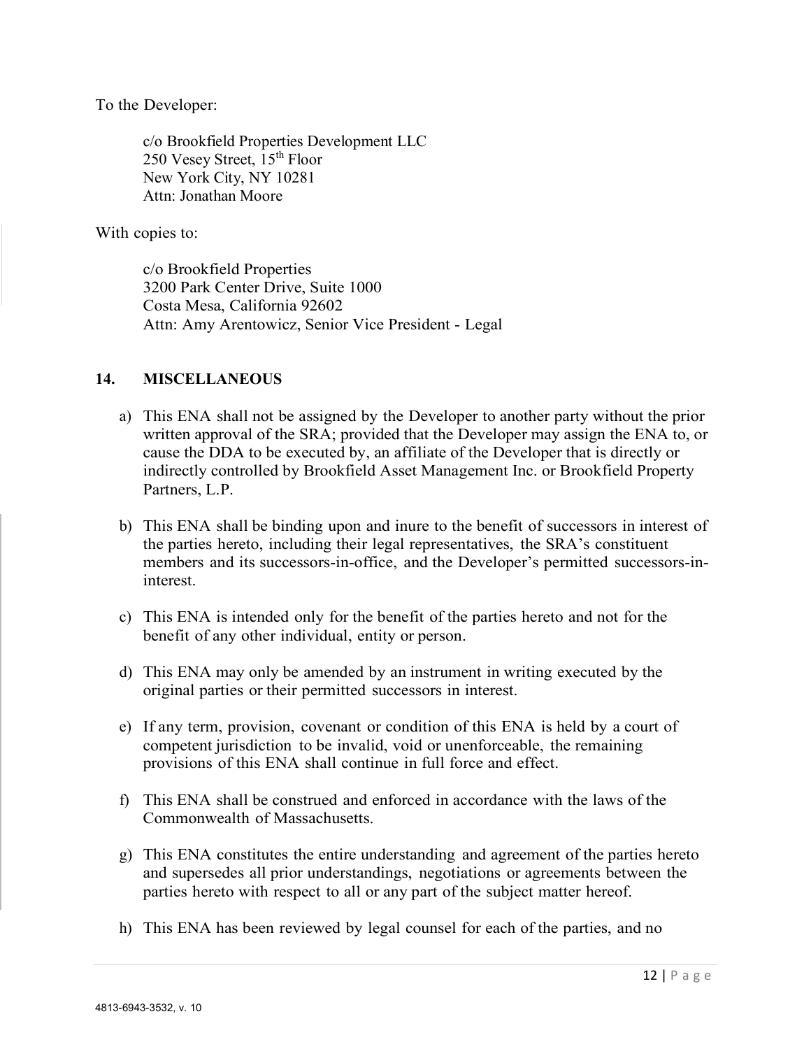To the Developer:

c/o Brookfield Properties Development LLC
250 Vesey Street, 15th Floor
New York City, NY 10281
Attn: Jonathan Moore

With copies to:

c/o Brookfield Properties
3200 Park Center Drive, Suite 1000
Costa Mesa, California 92602
Attn: Amy Arentowicz, Senior Vice President - Legal

## 14. MISCELLANEOUS

a) This ENA shall not be assigned by the Developer to another party without the prior written approval of the SRA; provided that the Developer may assign the ENA to, or cause the DDA to be executed by, an affiliate of the Developer that is directly or indirectly controlled by Brookfield Asset Management Inc. or Brookfield Property Partners, L.P.

b) This ENA shall be binding upon and inure to the benefit of successors in interest of the parties hereto, including their legal representatives, the SRA's constituent members and its successors-in-office, and the Developer's permitted successors-in-interest.

c) This ENA is intended only for the benefit of the parties hereto and not for the benefit of any other individual, entity or person.

d) This ENA may only be amended by an instrument in writing executed by the original parties or their permitted successors in interest.

e) If any term, provision, covenant or condition of this ENA is held by a court of competent jurisdiction to be invalid, void or unenforceable, the remaining provisions of this ENA shall continue in full force and effect.

f) This ENA shall be construed and enforced in accordance with the laws of the Commonwealth of Massachusetts.

g) This ENA constitutes the entire understanding and agreement of the parties hereto and supersedes all prior understandings, negotiations or agreements between the parties hereto with respect to all or any part of the subject matter hereof.

h) This ENA has been reviewed by legal counsel for each of the parties, and no

4813-6943-3532, v. 10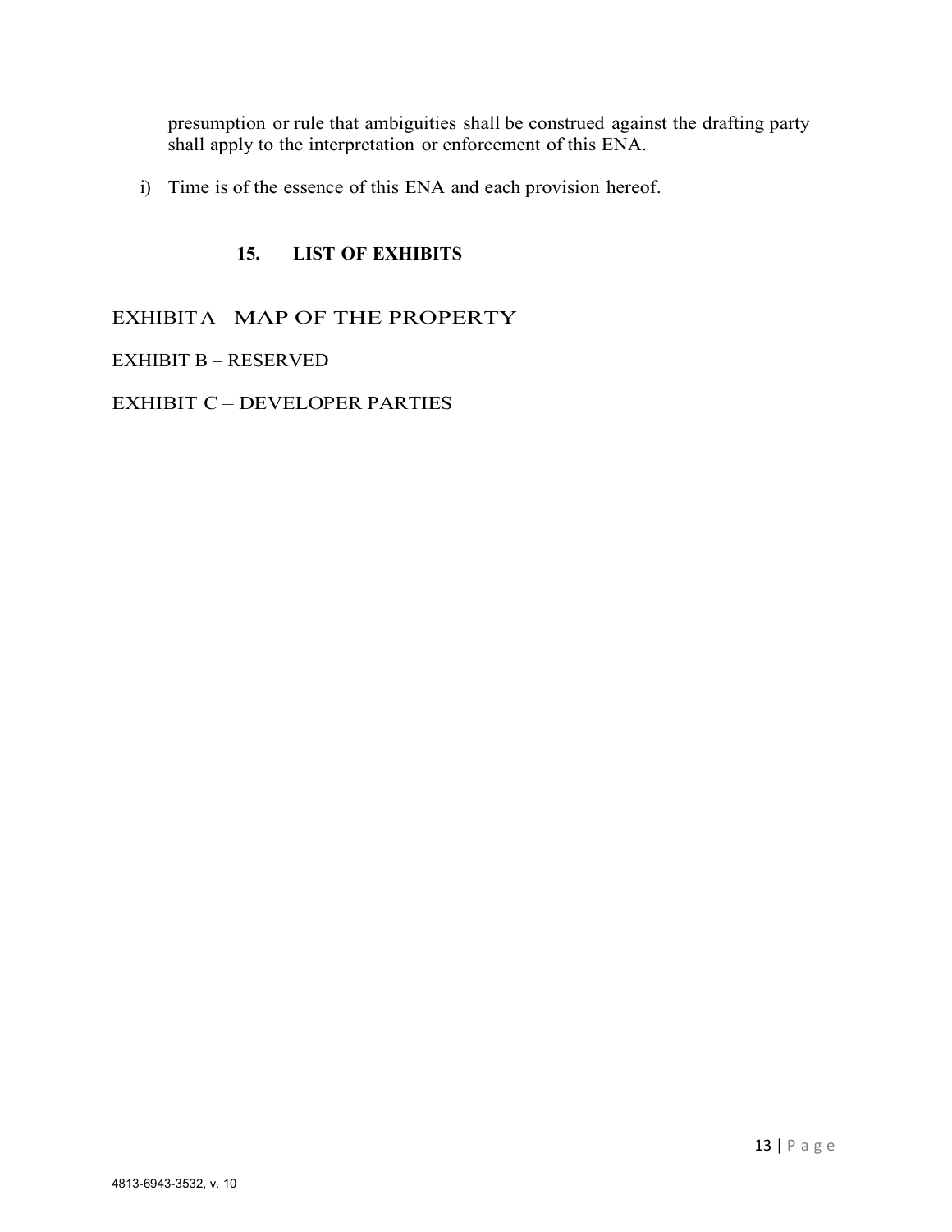presumption or rule that ambiguities shall be construed against the drafting party shall apply to the interpretation or enforcement of this ENA.

i) Time is of the essence of this ENA and each provision hereof.

## 15. LIST OF EXHIBITS

EXHIBIT A – MAP OF THE PROPERTY

EXHIBIT B – RESERVED

EXHIBIT C – DEVELOPER PARTIES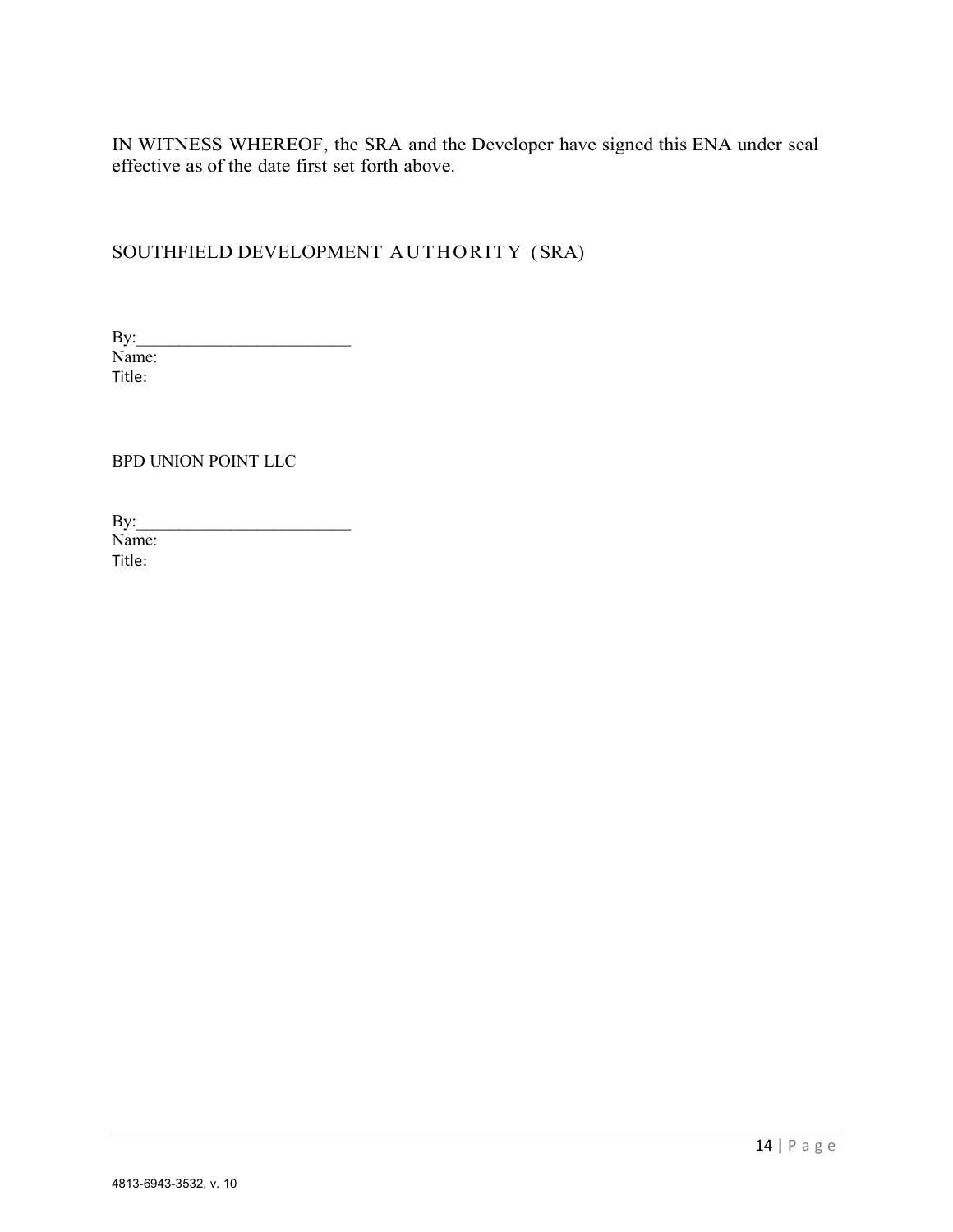IN WITNESS WHEREOF, the SRA and the Developer have signed this ENA under seal effective as of the date first set forth above.

SOUTHFIELD DEVELOPMENT AUTHORITY (SRA)

By:________________________
Name:
Title:

BPD UNION POINT LLC

By:________________________
Name:
Title:

4813-6943-3532, v. 10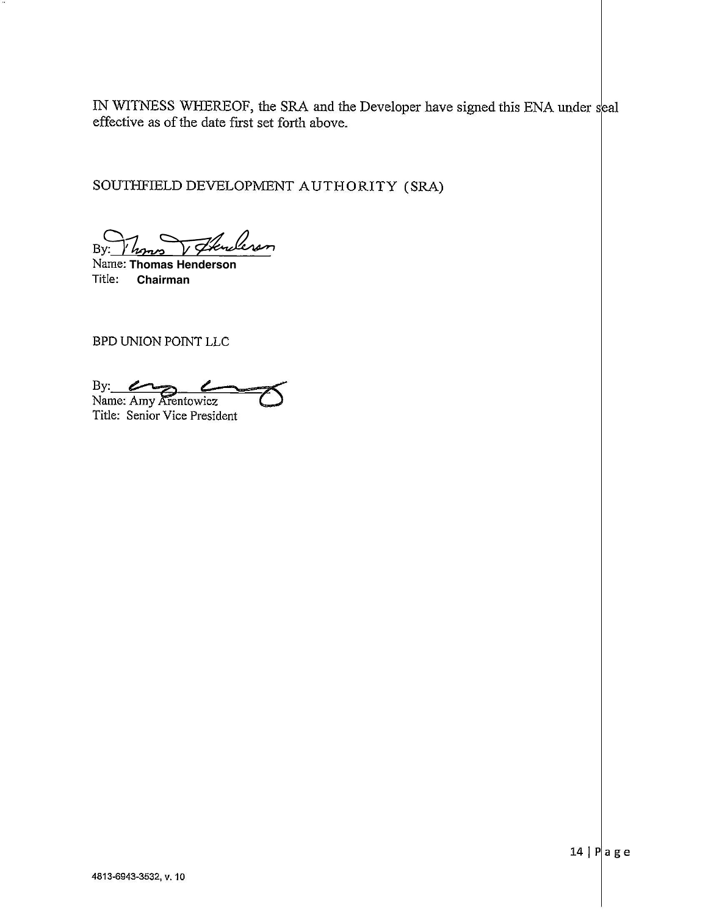IN WITNESS WHEREOF, the SRA and the Developer have signed this ENA under seal effective as of the date first set forth above.

SOUTHFIELD DEVELOPMENT AUTHORITY (SRA)

By: ______________________
Name: **Thomas Henderson**
Title: **Chairman**

BPD UNION POINT LLC

By: ______________________
Name: Amy Arentowicz
Title: Senior Vice President

4813-6943-3532, v. 10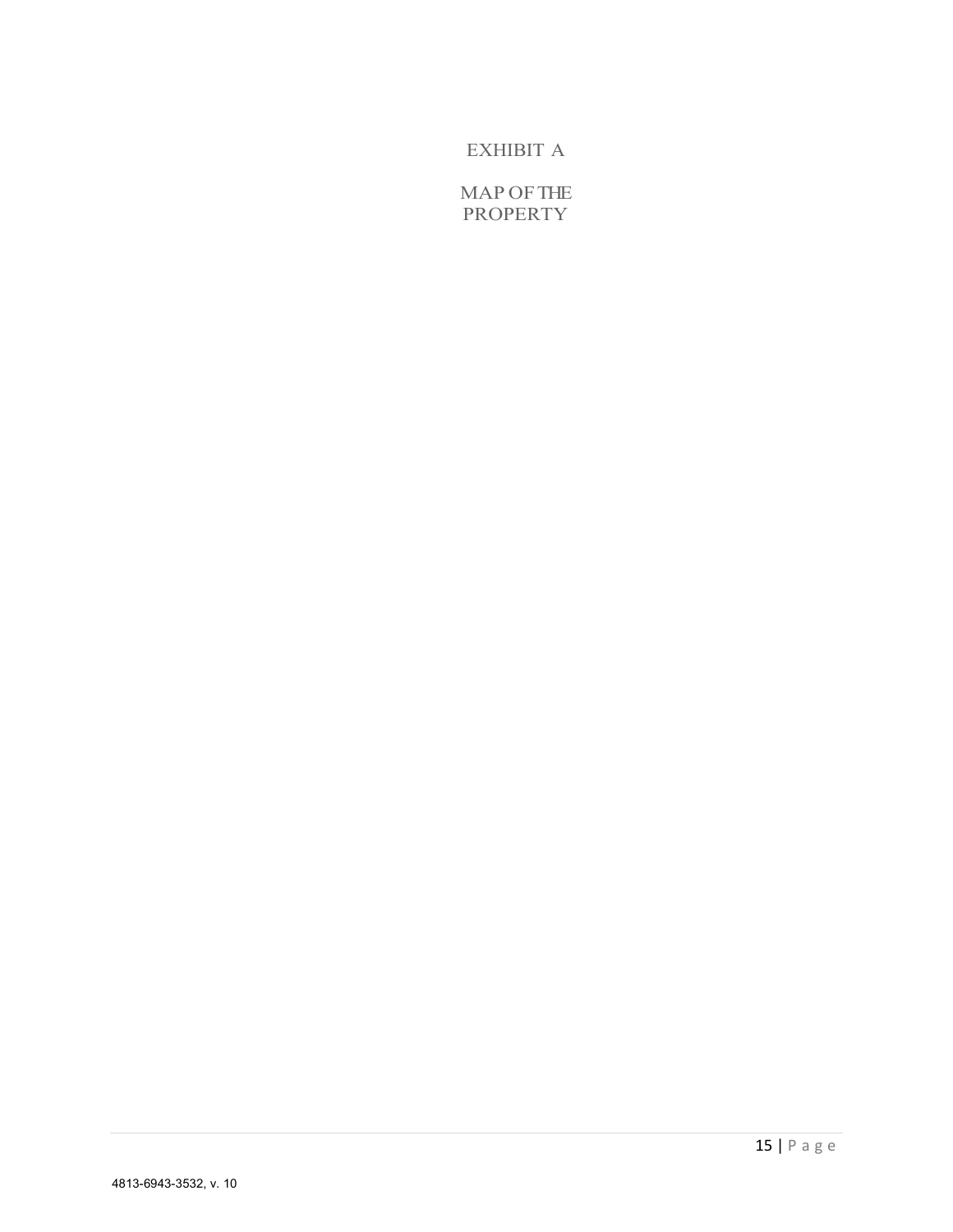# EXHIBIT A

## MAP OF THE PROPERTY

4813-6943-3532, v. 10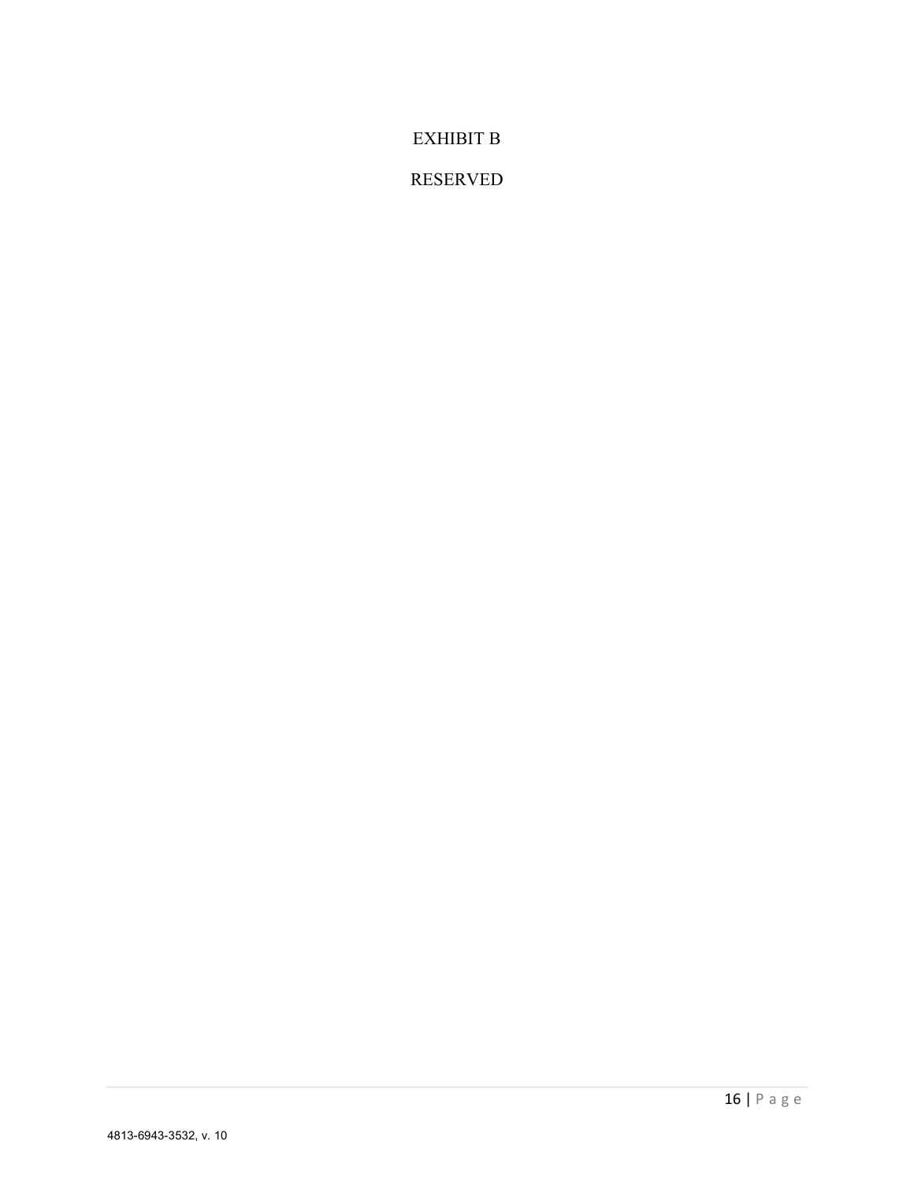# EXHIBIT B

RESERVED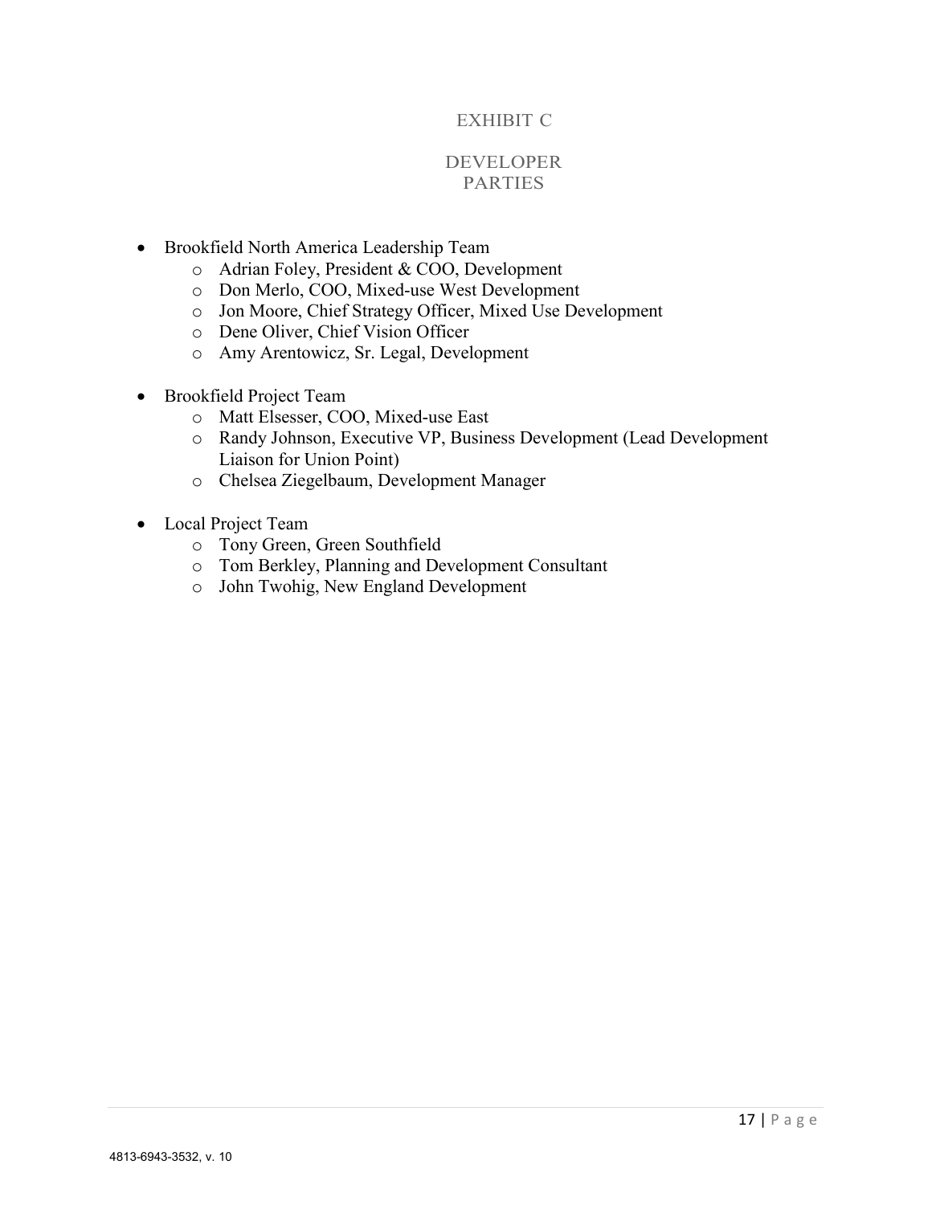# EXHIBIT C

## DEVELOPER PARTIES

- Brookfield North America Leadership Team
  - Adrian Foley, President & COO, Development
  - Don Merlo, COO, Mixed-use West Development
  - Jon Moore, Chief Strategy Officer, Mixed Use Development
  - Dene Oliver, Chief Vision Officer
  - Amy Arentowicz, Sr. Legal, Development

- Brookfield Project Team
  - Matt Elsesser, COO, Mixed-use East
  - Randy Johnson, Executive VP, Business Development (Lead Development Liaison for Union Point)
  - Chelsea Ziegelbaum, Development Manager

- Local Project Team
  - Tony Green, Green Southfield
  - Tom Berkley, Planning and Development Consultant
  - John Twohig, New England Development

4813-6943-3532, v. 10